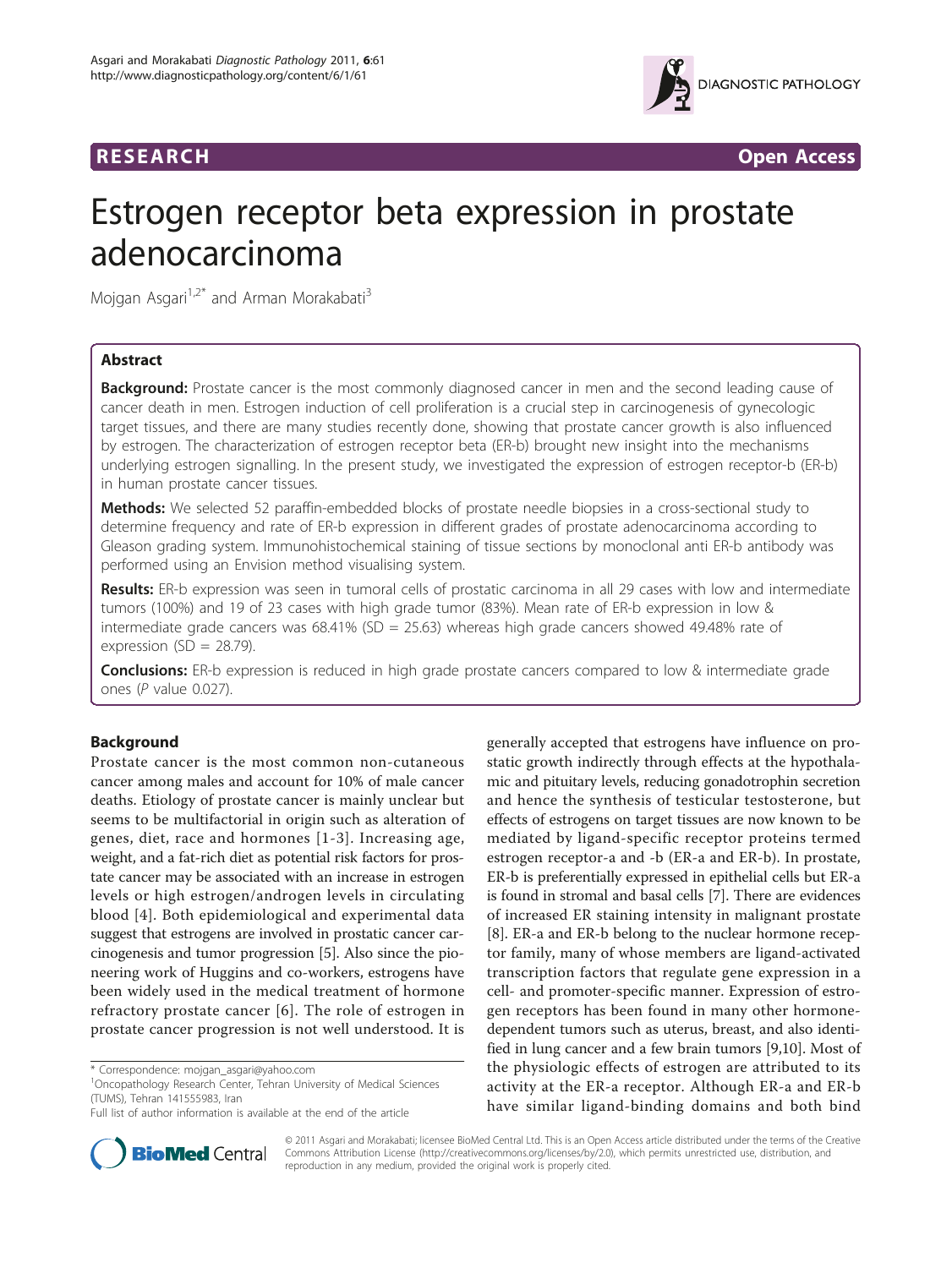RESEARCH Open Access

# Estrogen receptor beta expression in prostate adenocarcinoma

Mojgan Asgari[1,2*] and Arman Morakabati[3]

## Abstract

**Background:** Prostate cancer is the most commonly diagnosed cancer in men and the second leading cause of cancer death in men. Estrogen induction of cell proliferation is a crucial step in carcinogenesis of gynecologic target tissues, and there are many studies recently done, showing that prostate cancer growth is also influenced by estrogen. The characterization of estrogen receptor beta (ER-b) brought new insight into the mechanisms underlying estrogen signalling. In the present study, we investigated the expression of estrogen receptor-b (ER-b) in human prostate cancer tissues.

**Methods:** We selected 52 paraffin-embedded blocks of prostate needle biopsies in a cross-sectional study to determine frequency and rate of ER-b expression in different grades of prostate adenocarcinoma according to Gleason grading system. Immunohistochemical staining of tissue sections by monoclonal anti ER-b antibody was performed using an Envision method visualising system.

**Results:** ER-b expression was seen in tumoral cells of prostatic carcinoma in all 29 cases with low and intermediate tumors (100%) and 19 of 23 cases with high grade tumor (83%). Mean rate of ER-b expression in low & intermediate grade cancers was 68.41% (SD = 25.63) whereas high grade cancers showed 49.48% rate of expression (SD = 28.79).

**Conclusions:** ER-b expression is reduced in high grade prostate cancers compared to low & intermediate grade ones (*P* value 0.027).

## Background

Prostate cancer is the most common non-cutaneous cancer among males and account for 10% of male cancer deaths. Etiology of prostate cancer is mainly unclear but seems to be multifactorial in origin such as alteration of genes, diet, race and hormones [1-3]. Increasing age, weight, and a fat-rich diet as potential risk factors for prostate cancer may be associated with an increase in estrogen levels or high estrogen/androgen levels in circulating blood [4]. Both epidemiological and experimental data suggest that estrogens are involved in prostatic cancer carcinogenesis and tumor progression [5]. Also since the pioneering work of Huggins and co-workers, estrogens have been widely used in the medical treatment of hormone refractory prostate cancer [6]. The role of estrogen in prostate cancer progression is not well understood. It is generally accepted that estrogens have influence on prostatic growth indirectly through effects at the hypothalamic and pituitary levels, reducing gonadotrophin secretion and hence the synthesis of testicular testosterone, but effects of estrogens on target tissues are now known to be mediated by ligand-specific receptor proteins termed estrogen receptor-a and -b (ER-a and ER-b). In prostate, ER-b is preferentially expressed in epithelial cells but ER-a is found in stromal and basal cells [7]. There are evidences of increased ER staining intensity in malignant prostate [8]. ER-a and ER-b belong to the nuclear hormone receptor family, many of whose members are ligand-activated transcription factors that regulate gene expression in a cell- and promoter-specific manner. Expression of estrogen receptors has been found in many other hormone-dependent tumors such as uterus, breast, and also identified in lung cancer and a few brain tumors [9,10]. Most of the physiologic effects of estrogen are attributed to its activity at the ER-a receptor. Although ER-a and ER-b have similar ligand-binding domains and both bind

\* Correspondence: mojgan_asgari@yahoo.com
[1]Oncopathology Research Center, Tehran University of Medical Sciences (TUMS), Tehran 141555983, Iran
Full list of author information is available at the end of the article

© 2011 Asgari and Morakabati; licensee BioMed Central Ltd. This is an Open Access article distributed under the terms of the Creative Commons Attribution License (http://creativecommons.org/licenses/by/2.0), which permits unrestricted use, distribution, and reproduction in any medium, provided the original work is properly cited.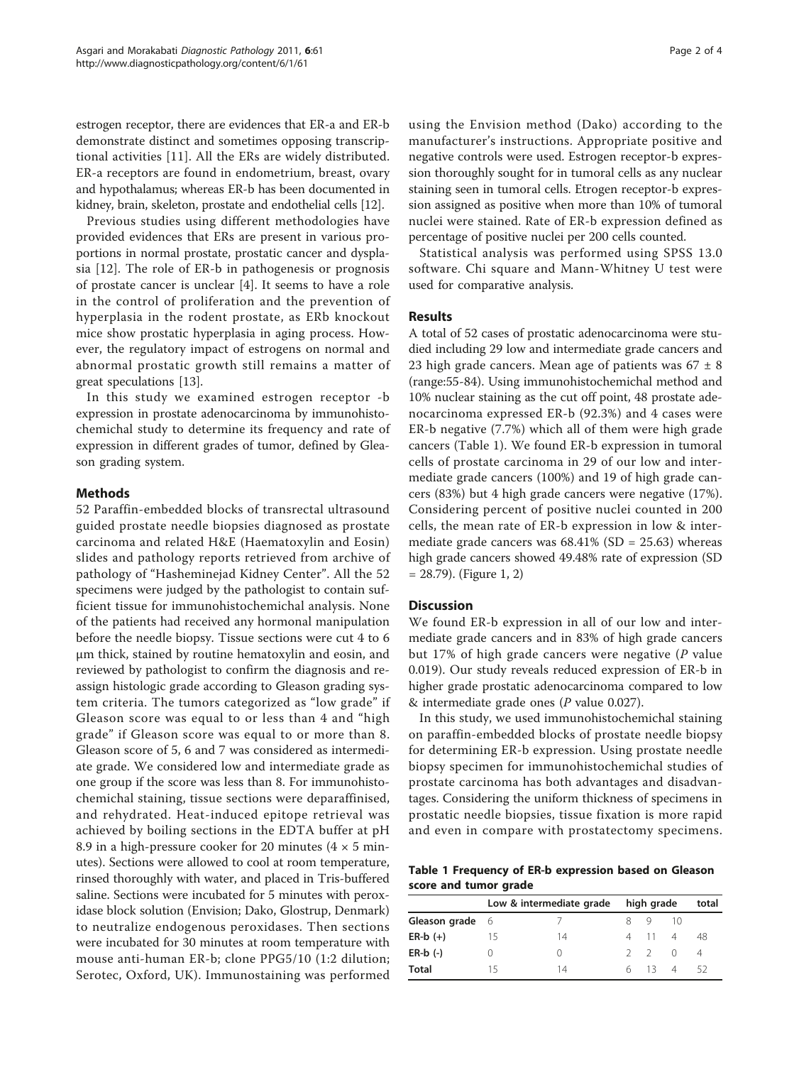estrogen receptor, there are evidences that ER-a and ER-b demonstrate distinct and sometimes opposing transcriptional activities [11]. All the ERs are widely distributed. ER-a receptors are found in endometrium, breast, ovary and hypothalamus; whereas ER-b has been documented in kidney, brain, skeleton, prostate and endothelial cells [12].

Previous studies using different methodologies have provided evidences that ERs are present in various proportions in normal prostate, prostatic cancer and dysplasia [12]. The role of ER-b in pathogenesis or prognosis of prostate cancer is unclear [4]. It seems to have a role in the control of proliferation and the prevention of hyperplasia in the rodent prostate, as ERb knockout mice show prostatic hyperplasia in aging process. However, the regulatory impact of estrogens on normal and abnormal prostatic growth still remains a matter of great speculations [13].

In this study we examined estrogen receptor -b expression in prostate adenocarcinoma by immunohistochemichal study to determine its frequency and rate of expression in different grades of tumor, defined by Gleason grading system.

## Methods

52 Paraffin-embedded blocks of transrectal ultrasound guided prostate needle biopsies diagnosed as prostate carcinoma and related H&E (Haematoxylin and Eosin) slides and pathology reports retrieved from archive of pathology of "Hasheminejad Kidney Center". All the 52 specimens were judged by the pathologist to contain sufficient tissue for immunohistochemichal analysis. None of the patients had received any hormonal manipulation before the needle biopsy. Tissue sections were cut 4 to 6 μm thick, stained by routine hematoxylin and eosin, and reviewed by pathologist to confirm the diagnosis and reassign histologic grade according to Gleason grading system criteria. The tumors categorized as "low grade" if Gleason score was equal to or less than 4 and "high grade" if Gleason score was equal to or more than 8. Gleason score of 5, 6 and 7 was considered as intermediate grade. We considered low and intermediate grade as one group if the score was less than 8. For immunohistochemichal staining, tissue sections were deparaffinised, and rehydrated. Heat-induced epitope retrieval was achieved by boiling sections in the EDTA buffer at pH 8.9 in a high-pressure cooker for 20 minutes ($4 \times 5$ minutes). Sections were allowed to cool at room temperature, rinsed thoroughly with water, and placed in Tris-buffered saline. Sections were incubated for 5 minutes with peroxidase block solution (Envision; Dako, Glostrup, Denmark) to neutralize endogenous peroxidases. Then sections were incubated for 30 minutes at room temperature with mouse anti-human ER-b; clone PPG5/10 (1:2 dilution; Serotec, Oxford, UK). Immunostaining was performed using the Envision method (Dako) according to the manufacturer's instructions. Appropriate positive and negative controls were used. Estrogen receptor-b expression thoroughly sought for in tumoral cells as any nuclear staining seen in tumoral cells. Etrogen receptor-b expression assigned as positive when more than 10% of tumoral nuclei were stained. Rate of ER-b expression defined as percentage of positive nuclei per 200 cells counted.

Statistical analysis was performed using SPSS 13.0 software. Chi square and Mann-Whitney U test were used for comparative analysis.

## Results

A total of 52 cases of prostatic adenocarcinoma were studied including 29 low and intermediate grade cancers and 23 high grade cancers. Mean age of patients was $67 \pm 8$ (range:55-84). Using immunohistochemical method and 10% nuclear staining as the cut off point, 48 prostate adenocarcinoma expressed ER-b (92.3%) and 4 cases were ER-b negative (7.7%) which all of them were high grade cancers (Table 1). We found ER-b expression in tumoral cells of prostate carcinoma in 29 of our low and intermediate grade cancers (100%) and 19 of high grade cancers (83%) but 4 high grade cancers were negative (17%). Considering percent of positive nuclei counted in 200 cells, the mean rate of ER-b expression in low & intermediate grade cancers was 68.41% (SD = 25.63) whereas high grade cancers showed 49.48% rate of expression (SD = 28.79). (Figure 1, 2)

## Discussion

We found ER-b expression in all of our low and intermediate grade cancers and in 83% of high grade cancers but 17% of high grade cancers were negative (*P* value 0.019). Our study reveals reduced expression of ER-b in higher grade prostatic adenocarcinoma compared to low & intermediate grade ones (*P* value 0.027).

In this study, we used immunohistochemichal staining on paraffin-embedded blocks of prostate needle biopsy for determining ER-b expression. Using prostate needle biopsy specimen for immunohistochemichal studies of prostate carcinoma has both advantages and disadvantages. Considering the uniform thickness of specimens in prostatic needle biopsies, tissue fixation is more rapid and even in compare with prostatectomy specimens.

**Table 1 Frequency of ER-b expression based on Gleason score and tumor grade**

| | Low & intermediate grade | | high grade | | | total |
|---|---|---|---|---|---|---|
| **Gleason grade** | 6 | 7 | 8 | 9 | 10 | |
| **ER-b (+)** | 15 | 14 | 4 | 11 | 4 | 48 |
| **ER-b (-)** | 0 | 0 | 2 | 2 | 0 | 4 |
| **Total** | 15 | 14 | 6 | 13 | 4 | 52 |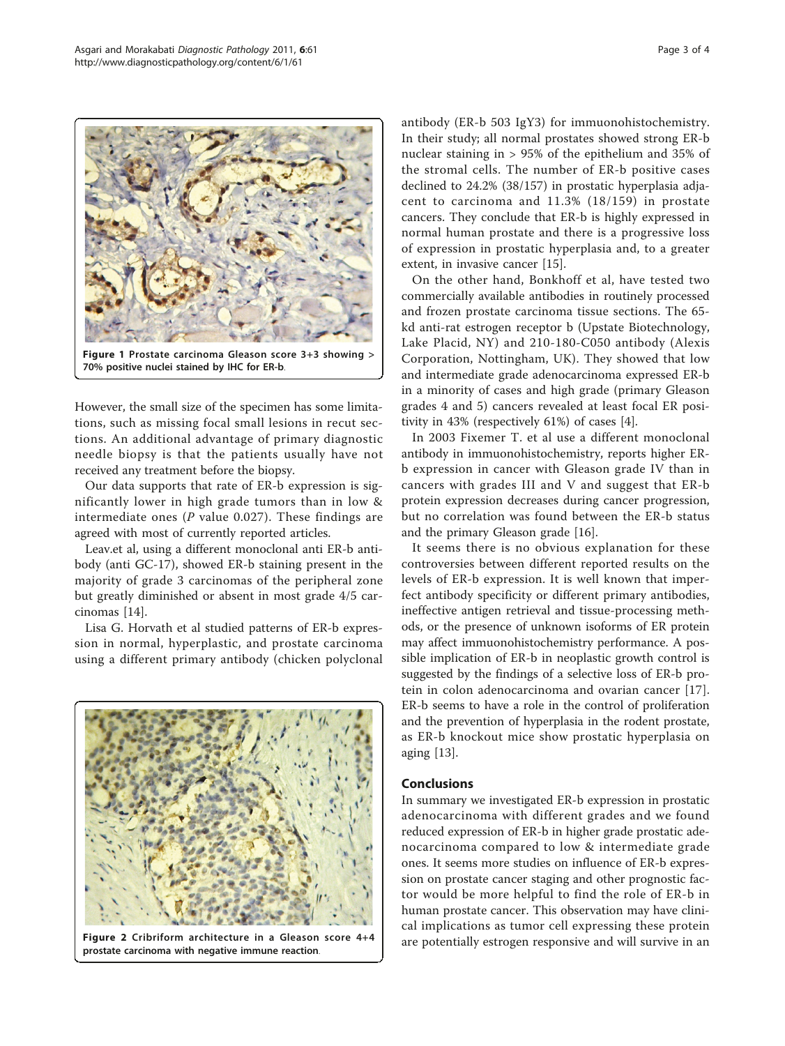Figure 1 Prostate carcinoma Gleason score 3+3 showing > 70% positive nuclei stained by IHC for ER-b.

However, the small size of the specimen has some limitations, such as missing focal small lesions in recut sections. An additional advantage of primary diagnostic needle biopsy is that the patients usually have not received any treatment before the biopsy.

Our data supports that rate of ER-b expression is significantly lower in high grade tumors than in low & intermediate ones (*P* value 0.027). These findings are agreed with most of currently reported articles.

Leav.et al, using a different monoclonal anti ER-b antibody (anti GC-17), showed ER-b staining present in the majority of grade 3 carcinomas of the peripheral zone but greatly diminished or absent in most grade 4/5 carcinomas [14].

Lisa G. Horvath et al studied patterns of ER-b expression in normal, hyperplastic, and prostate carcinoma using a different primary antibody (chicken polyclonal antibody (ER-b 503 IgY3) for immuonohistochemistry. In their study; all normal prostates showed strong ER-b nuclear staining in > 95% of the epithelium and 35% of the stromal cells. The number of ER-b positive cases declined to 24.2% (38/157) in prostatic hyperplasia adjacent to carcinoma and 11.3% (18/159) in prostate cancers. They conclude that ER-b is highly expressed in normal human prostate and there is a progressive loss of expression in prostatic hyperplasia and, to a greater extent, in invasive cancer [15].

Figure 2 Cribriform architecture in a Gleason score 4+4 prostate carcinoma with negative immune reaction.

On the other hand, Bonkhoff et al, have tested two commercially available antibodies in routinely processed and frozen prostate carcinoma tissue sections. The 65-kd anti-rat estrogen receptor b (Upstate Biotechnology, Lake Placid, NY) and 210-180-C050 antibody (Alexis Corporation, Nottingham, UK). They showed that low and intermediate grade adenocarcinoma expressed ER-b in a minority of cases and high grade (primary Gleason grades 4 and 5) cancers revealed at least focal ER positivity in 43% (respectively 61%) of cases [4].

In 2003 Fixemer T. et al use a different monoclonal antibody in immuonohistochemistry, reports higher ER-b expression in cancer with Gleason grade IV than in cancers with grades III and V and suggest that ER-b protein expression decreases during cancer progression, but no correlation was found between the ER-b status and the primary Gleason grade [16].

It seems there is no obvious explanation for these controversies between different reported results on the levels of ER-b expression. It is well known that imperfect antibody specificity or different primary antibodies, ineffective antigen retrieval and tissue-processing methods, or the presence of unknown isoforms of ER protein may affect immuonohistochemistry performance. A possible implication of ER-b in neoplastic growth control is suggested by the findings of a selective loss of ER-b protein in colon adenocarcinoma and ovarian cancer [17]. ER-b seems to have a role in the control of proliferation and the prevention of hyperplasia in the rodent prostate, as ER-b knockout mice show prostatic hyperplasia on aging [13].

## Conclusions

In summary we investigated ER-b expression in prostatic adenocarcinoma with different grades and we found reduced expression of ER-b in higher grade prostatic adenocarcinoma compared to low & intermediate grade ones. It seems more studies on influence of ER-b expression on prostate cancer staging and other prognostic factor would be more helpful to find the role of ER-b in human prostate cancer. This observation may have clinical implications as tumor cell expressing these protein are potentially estrogen responsive and will survive in an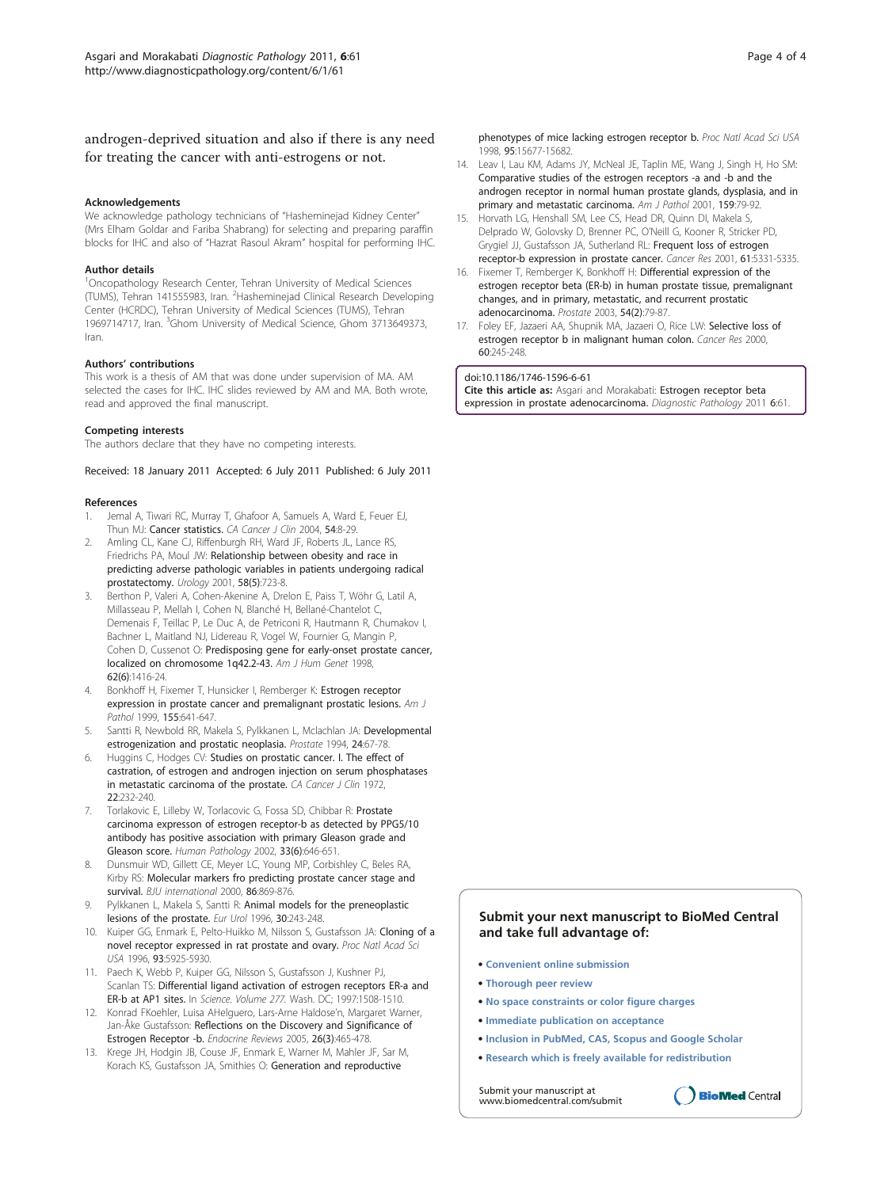androgen-deprived situation and also if there is any need for treating the cancer with anti-estrogens or not.

### Acknowledgements

We acknowledge pathology technicians of "Hasheminejad Kidney Center" (Mrs Elham Goldar and Fariba Shabrang) for selecting and preparing paraffin blocks for IHC and also of "Hazrat Rasoul Akram" hospital for performing IHC.

### Author details

[1]Oncopathology Research Center, Tehran University of Medical Sciences (TUMS), Tehran 141555983, Iran. [2]Hasheminejad Clinical Research Developing Center (HCRDC), Tehran University of Medical Sciences (TUMS), Tehran 1969714717, Iran. [3]Ghom University of Medical Science, Ghom 3713649373, Iran.

### Authors' contributions

This work is a thesis of AM that was done under supervision of MA. AM selected the cases for IHC. IHC slides reviewed by AM and MA. Both wrote, read and approved the final manuscript.

### Competing interests

The authors declare that they have no competing interests.

Received: 18 January 2011 Accepted: 6 July 2011 Published: 6 July 2011

### References

1. Jemal A, Tiwari RC, Murray T, Ghafoor A, Samuels A, Ward E, Feuer EJ, Thun MJ: **Cancer statistics.** *CA Cancer J Clin* 2004, **54**:8-29.
2. Amling CL, Kane CJ, Riffenburgh RH, Ward JF, Roberts JL, Lance RS, Friedrichs PA, Moul JW: **Relationship between obesity and race in predicting adverse pathologic variables in patients undergoing radical prostatectomy.** *Urology* 2001, **58(5)**:723-8.
3. Berthon P, Valeri A, Cohen-Akenine A, Drelon E, Paiss T, Wöhr G, Latil A, Millasseau P, Mellah I, Cohen N, Blanché H, Bellané-Chantelot C, Demenais F, Teillac P, Le Duc A, de Petriconi R, Hautmann R, Chumakov I, Bachner L, Maitland NJ, Lidereau R, Vogel W, Fournier G, Mangin P, Cohen D, Cussenot O: **Predisposing gene for early-onset prostate cancer, localized on chromosome 1q42.2-43.** *Am J Hum Genet* 1998, **62(6)**:1416-24.
4. Bonkhoff H, Fixemer T, Hunsicker I, Remberger K: **Estrogen receptor expression in prostate cancer and premalignant prostatic lesions.** *Am J Pathol* 1999, **155**:641-647.
5. Santti R, Newbold RR, Makela S, Pylkkanen L, Mclachlan JA: **Developmental estrogenization and prostatic neoplasia.** *Prostate* 1994, **24**:67-78.
6. Huggins C, Hodges CV: **Studies on prostatic cancer. I. The effect of castration, of estrogen and androgen injection on serum phosphatases in metastatic carcinoma of the prostate.** *CA Cancer J Clin* 1972, **22**:232-240.
7. Torlakovic E, Lilleby W, Torlacovic G, Fossa SD, Chibbar R: **Prostate carcinoma expresson of estrogen receptor-b as detected by PPG5/10 antibody has positive association with primary Gleason grade and Gleason score.** *Human Pathology* 2002, **33(6)**:646-651.
8. Dunsmuir WD, Gillett CE, Meyer LC, Young MP, Corbishley C, Beles RA, Kirby RS: **Molecular markers fro predicting prostate cancer stage and survival.** *BJU international* 2000, **86**:869-876.
9. Pylkkanen L, Makela S, Santti R: **Animal models for the preneoplastic lesions of the prostate.** *Eur Urol* 1996, **30**:243-248.
10. Kuiper GG, Enmark E, Pelto-Huikko M, Nilsson S, Gustafsson JA: **Cloning of a novel receptor expressed in rat prostate and ovary.** *Proc Natl Acad Sci USA* 1996, **93**:5925-5930.
11. Paech K, Webb P, Kuiper GG, Nilsson S, Gustafsson J, Kushner PJ, Scanlan TS: **Differential ligand activation of estrogen receptors ER-a and ER-b at AP1 sites.** In *Science. Volume 277.* Wash. DC; 1997:1508-1510.
12. Konrad FKoehler, Luisa AHelguero, Lars-Arne Haldose'n, Margaret Warner, Jan-Åke Gustafsson: **Reflections on the Discovery and Significance of Estrogen Receptor -b.** *Endocrine Reviews* 2005, **26(3)**:465-478.
13. Krege JH, Hodgin JB, Couse JF, Enmark E, Warner M, Mahler JF, Sar M, Korach KS, Gustafsson JA, Smithies O: **Generation and reproductive phenotypes of mice lacking estrogen receptor b.** *Proc Natl Acad Sci USA* 1998, **95**:15677-15682.
14. Leav I, Lau KM, Adams JY, McNeal JE, Taplin ME, Wang J, Singh H, Ho SM: **Comparative studies of the estrogen receptors -a and -b and the androgen receptor in normal human prostate glands, dysplasia, and in primary and metastatic carcinoma.** *Am J Pathol* 2001, **159**:79-92.
15. Horvath LG, Henshall SM, Lee CS, Head DR, Quinn DI, Makela S, Delprado W, Golovsky D, Brenner PC, O'Neill G, Kooner R, Stricker PD, Grygiel JJ, Gustafsson JA, Sutherland RL: **Frequent loss of estrogen receptor-b expression in prostate cancer.** *Cancer Res* 2001, **61**:5331-5335.
16. Fixemer T, Remberger K, Bonkhoff H: **Differential expression of the estrogen receptor beta (ER-b) in human prostate tissue, premalignant changes, and in primary, metastatic, and recurrent prostatic adenocarcinoma.** *Prostate* 2003, **54(2)**:79-87.
17. Foley EF, Jazaeri AA, Shupnik MA, Jazaeri O, Rice LW: **Selective loss of estrogen receptor b in malignant human colon.** *Cancer Res* 2000, **60**:245-248.

doi:10.1186/1746-1596-6-61

**Cite this article as:** Asgari and Morakabati: Estrogen receptor beta expression in prostate adenocarcinoma. *Diagnostic Pathology* 2011 **6**:61.

**Submit your next manuscript to BioMed Central and take full advantage of:**

- **Convenient online submission**
- **Thorough peer review**
- **No space constraints or color figure charges**
- **Immediate publication on acceptance**
- **Inclusion in PubMed, CAS, Scopus and Google Scholar**
- **Research which is freely available for redistribution**

Submit your manuscript at
www.biomedcentral.com/submit

BioMed Central